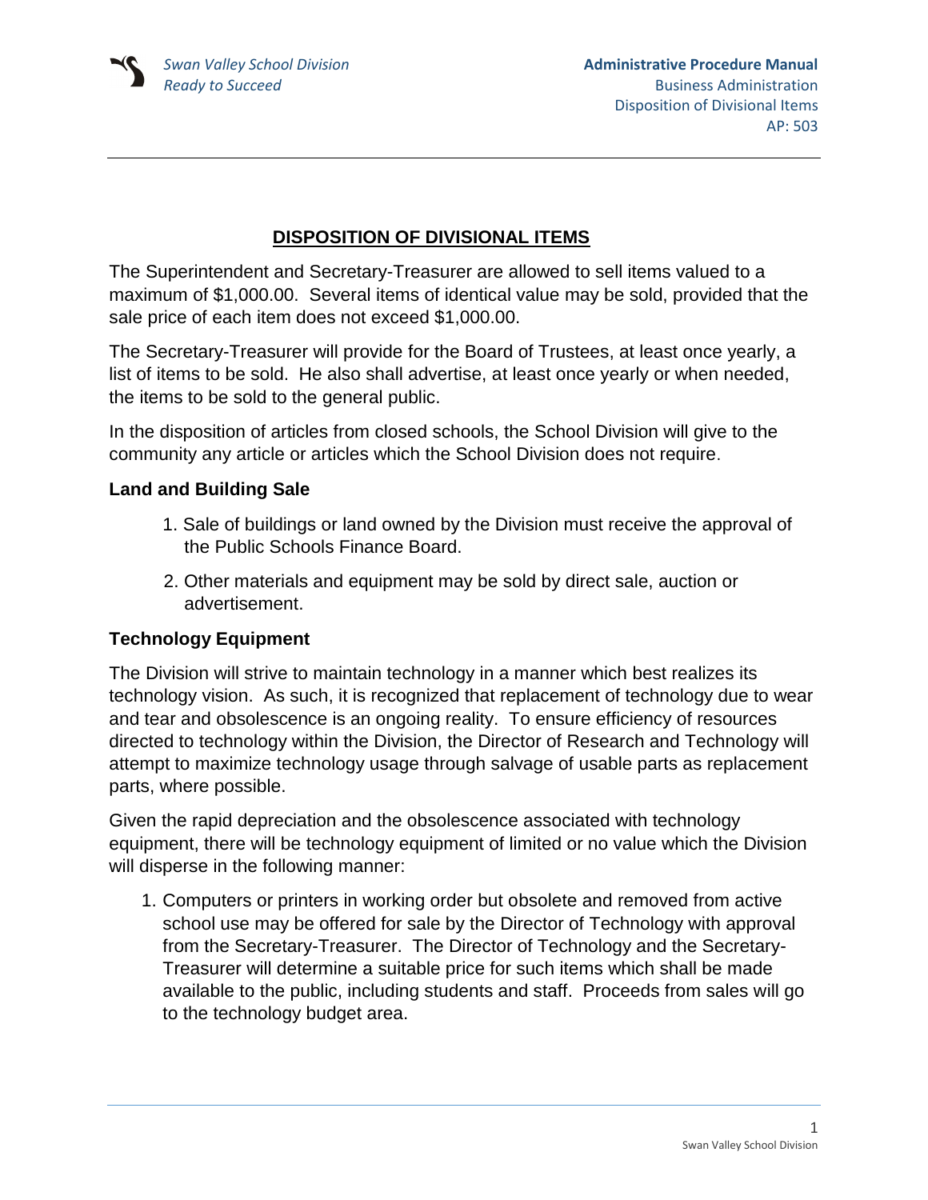# DISPOSITION OF DIVISIONAL ITEMS

The Superintendent and Secretary-Treasurer are allowed to sell items valued to a maximum of $1,000.00. Several items of identical value may be sold, provided that the sale price of each item does not exceed $1,000.00.

The Secretary-Treasurer will provide for the Board of Trustees, at least once yearly, a list of items to be sold. He also shall advertise, at least once yearly or when needed, the items to be sold to the general public.

In the disposition of articles from closed schools, the School Division will give to the community any article or articles which the School Division does not require.

### Land and Building Sale

1. Sale of buildings or land owned by the Division must receive the approval of the Public Schools Finance Board.
2. Other materials and equipment may be sold by direct sale, auction or advertisement.

### Technology Equipment

The Division will strive to maintain technology in a manner which best realizes its technology vision. As such, it is recognized that replacement of technology due to wear and tear and obsolescence is an ongoing reality. To ensure efficiency of resources directed to technology within the Division, the Director of Research and Technology will attempt to maximize technology usage through salvage of usable parts as replacement parts, where possible.

Given the rapid depreciation and the obsolescence associated with technology equipment, there will be technology equipment of limited or no value which the Division will disperse in the following manner:

1. Computers or printers in working order but obsolete and removed from active school use may be offered for sale by the Director of Technology with approval from the Secretary-Treasurer. The Director of Technology and the Secretary-Treasurer will determine a suitable price for such items which shall be made available to the public, including students and staff. Proceeds from sales will go to the technology budget area.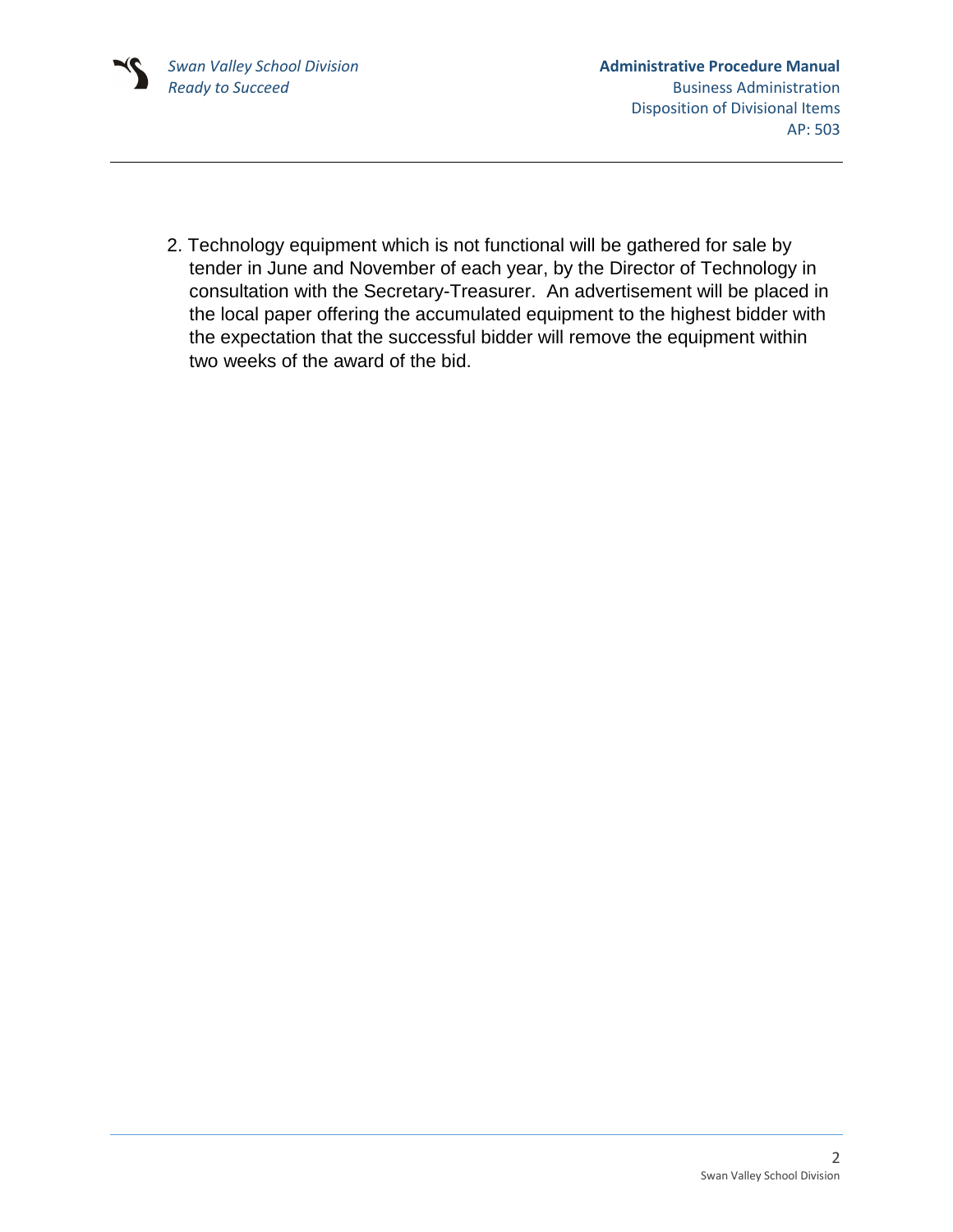2. Technology equipment which is not functional will be gathered for sale by tender in June and November of each year, by the Director of Technology in consultation with the Secretary-Treasurer. An advertisement will be placed in the local paper offering the accumulated equipment to the highest bidder with the expectation that the successful bidder will remove the equipment within two weeks of the award of the bid.